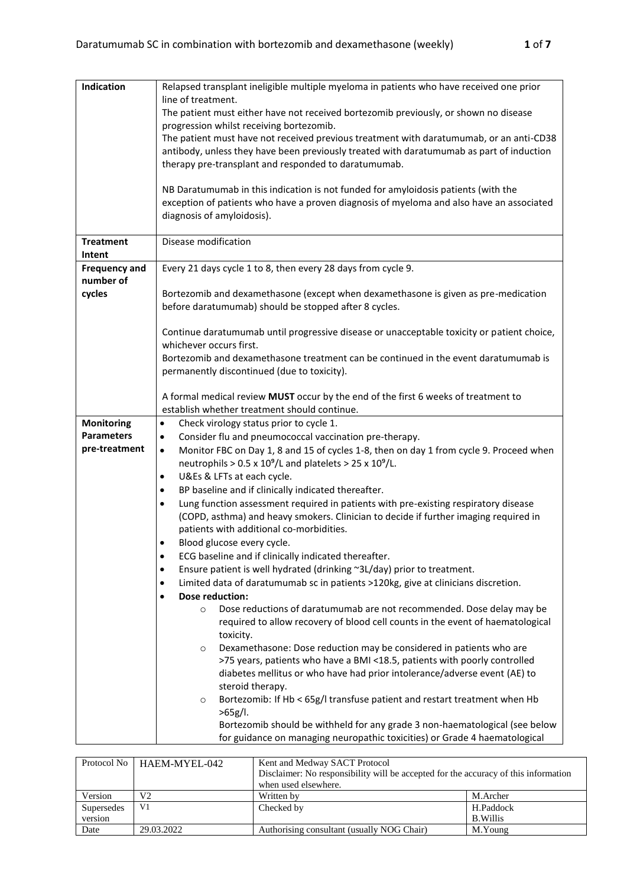| | |
|---|---|
| **Indication** | Relapsed transplant ineligible multiple myeloma in patients who have received one prior line of treatment.<br>The patient must either have not received bortezomib previously, or shown no disease progression whilst receiving bortezomib.<br>The patient must have not received previous treatment with daratumumab, or an anti-CD38 antibody, unless they have been previously treated with daratumumab as part of induction therapy pre-transplant and responded to daratumumab.<br><br>NB Daratumumab in this indication is not funded for amyloidosis patients (with the exception of patients who have a proven diagnosis of myeloma and also have an associated diagnosis of amyloidosis). |
| **Treatment Intent** | Disease modification |
| **Frequency and number of cycles** | Every 21 days cycle 1 to 8, then every 28 days from cycle 9.<br><br>Bortezomib and dexamethasone (except when dexamethasone is given as pre-medication before daratumumab) should be stopped after 8 cycles.<br><br>Continue daratumumab until progressive disease or unacceptable toxicity or patient choice, whichever occurs first.<br>Bortezomib and dexamethasone treatment can be continued in the event daratumumab is permanently discontinued (due to toxicity).<br><br>A formal medical review **MUST** occur by the end of the first 6 weeks of treatment to establish whether treatment should continue. |
| **Monitoring Parameters pre-treatment** | • Check virology status prior to cycle 1.<br>• Consider flu and pneumococcal vaccination pre-therapy.<br>• Monitor FBC on Day 1, 8 and 15 of cycles 1-8, then on day 1 from cycle 9. Proceed when neutrophils > 0.5 x $10^9$/L and platelets > 25 x $10^9$/L.<br>• U&Es & LFTs at each cycle.<br>• BP baseline and if clinically indicated thereafter.<br>• Lung function assessment required in patients with pre-existing respiratory disease (COPD, asthma) and heavy smokers. Clinician to decide if further imaging required in patients with additional co-morbidities.<br>• Blood glucose every cycle.<br>• ECG baseline and if clinically indicated thereafter.<br>• Ensure patient is well hydrated (drinking ~3L/day) prior to treatment.<br>• Limited data of daratumumab sc in patients >120kg, give at clinicians discretion.<br>• **Dose reduction:**<br>  ○ Dose reductions of daratumumab are not recommended. Dose delay may be required to allow recovery of blood cell counts in the event of haematological toxicity.<br>  ○ Dexamethasone: Dose reduction may be considered in patients who are >75 years, patients who have a BMI <18.5, patients with poorly controlled diabetes mellitus or who have had prior intolerance/adverse event (AE) to steroid therapy.<br>  ○ Bortezomib: If Hb < 65g/l transfuse patient and restart treatment when Hb >65g/l.<br>  Bortezomib should be withheld for any grade 3 non-haematological (see below for guidance on managing neuropathic toxicities) or Grade 4 haematological |

| Protocol No | HAEM-MYEL-042 | Kent and Medway SACT Protocol<br>Disclaimer: No responsibility will be accepted for the accuracy of this information when used elsewhere. | |
|---|---|---|---|
| Version | V2 | Written by | M.Archer |
| Supersedes version | V1 | Checked by | H.Paddock<br>B.Willis |
| Date | 29.03.2022 | Authorising consultant (usually NOG Chair) | M.Young |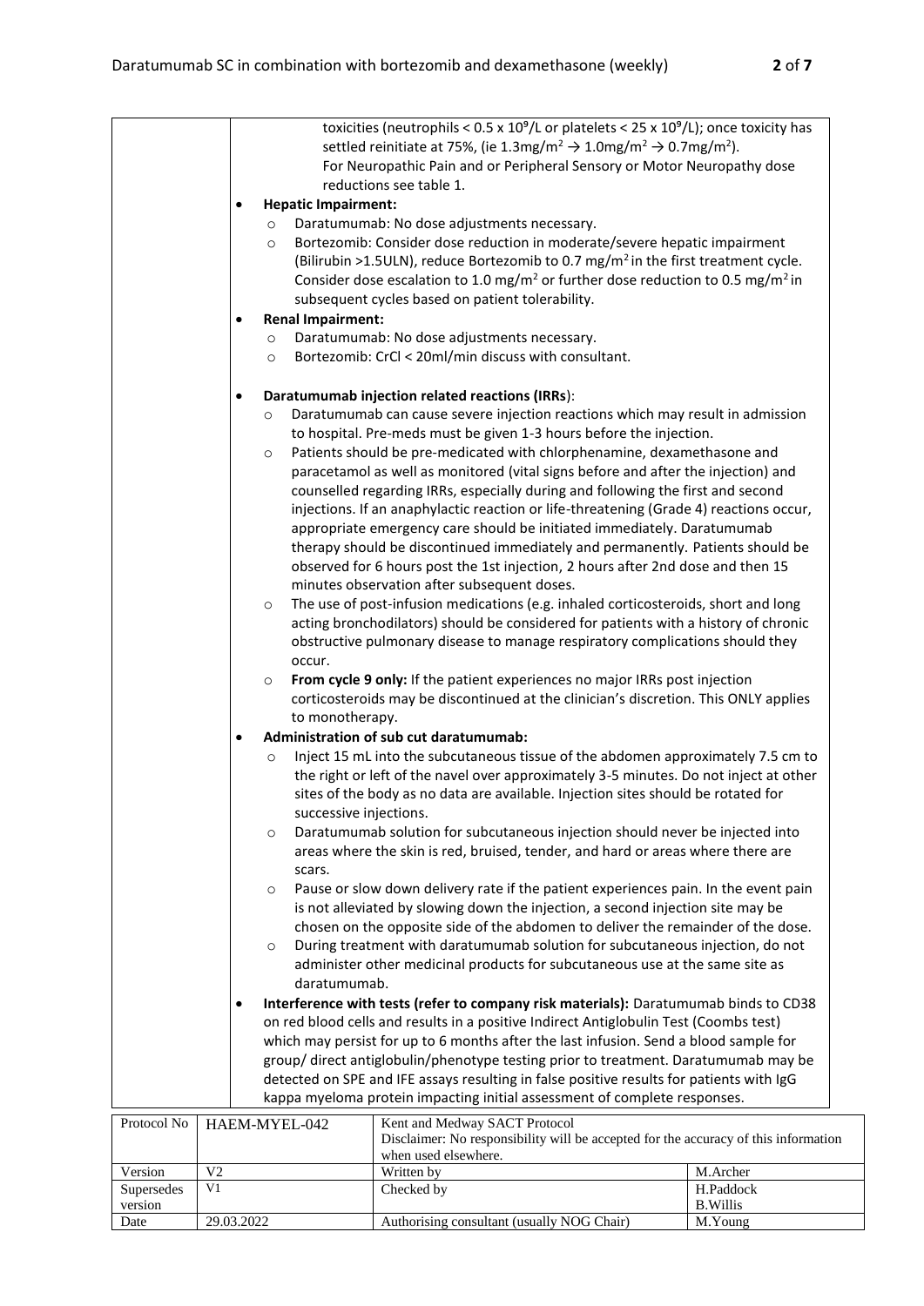toxicities (neutrophils < 0.5 x $10^9$/L or platelets < 25 x $10^9$/L); once toxicity has settled reinitiate at 75%, (ie 1.3mg/m$^2$ → 1.0mg/m$^2$ → 0.7mg/m$^2$).
For Neuropathic Pain and or Peripheral Sensory or Motor Neuropathy dose reductions see table 1.

- **Hepatic Impairment:**
  - Daratumumab: No dose adjustments necessary.
  - Bortezomib: Consider dose reduction in moderate/severe hepatic impairment (Bilirubin >1.5ULN), reduce Bortezomib to 0.7 mg/m$^2$ in the first treatment cycle. Consider dose escalation to 1.0 mg/m$^2$ or further dose reduction to 0.5 mg/m$^2$ in subsequent cycles based on patient tolerability.
- **Renal Impairment:**
  - Daratumumab: No dose adjustments necessary.
  - Bortezomib: CrCl < 20ml/min discuss with consultant.

- **Daratumumab injection related reactions (IRRs**):
  - Daratumumab can cause severe injection reactions which may result in admission to hospital. Pre-meds must be given 1-3 hours before the injection.
  - Patients should be pre-medicated with chlorphenamine, dexamethasone and paracetamol as well as monitored (vital signs before and after the injection) and counselled regarding IRRs, especially during and following the first and second injections. If an anaphylactic reaction or life-threatening (Grade 4) reactions occur, appropriate emergency care should be initiated immediately. Daratumumab therapy should be discontinued immediately and permanently. Patients should be observed for 6 hours post the 1st injection, 2 hours after 2nd dose and then 15 minutes observation after subsequent doses.
  - The use of post-infusion medications (e.g. inhaled corticosteroids, short and long acting bronchodilators) should be considered for patients with a history of chronic obstructive pulmonary disease to manage respiratory complications should they occur.
  - **From cycle 9 only:** If the patient experiences no major IRRs post injection corticosteroids may be discontinued at the clinician's discretion. This ONLY applies to monotherapy.
- **Administration of sub cut daratumumab:**
  - Inject 15 mL into the subcutaneous tissue of the abdomen approximately 7.5 cm to the right or left of the navel over approximately 3-5 minutes. Do not inject at other sites of the body as no data are available. Injection sites should be rotated for successive injections.
  - Daratumumab solution for subcutaneous injection should never be injected into areas where the skin is red, bruised, tender, and hard or areas where there are scars.
  - Pause or slow down delivery rate if the patient experiences pain. In the event pain is not alleviated by slowing down the injection, a second injection site may be chosen on the opposite side of the abdomen to deliver the remainder of the dose.
  - During treatment with daratumumab solution for subcutaneous injection, do not administer other medicinal products for subcutaneous use at the same site as daratumumab.
- **Interference with tests (refer to company risk materials):** Daratumumab binds to CD38 on red blood cells and results in a positive Indirect Antiglobulin Test (Coombs test) which may persist for up to 6 months after the last infusion. Send a blood sample for group/ direct antiglobulin/phenotype testing prior to treatment. Daratumumab may be detected on SPE and IFE assays resulting in false positive results for patients with IgG kappa myeloma protein impacting initial assessment of complete responses.

| Protocol No | HAEM-MYEL-042 | Kent and Medway SACT Protocol<br>Disclaimer: No responsibility will be accepted for the accuracy of this information when used elsewhere. | |
|---|---|---|---|
| Version | V2 | Written by | M.Archer |
| Supersedes version | V1 | Checked by | H.Paddock<br>B.Willis |
| Date | 29.03.2022 | Authorising consultant (usually NOG Chair) | M.Young |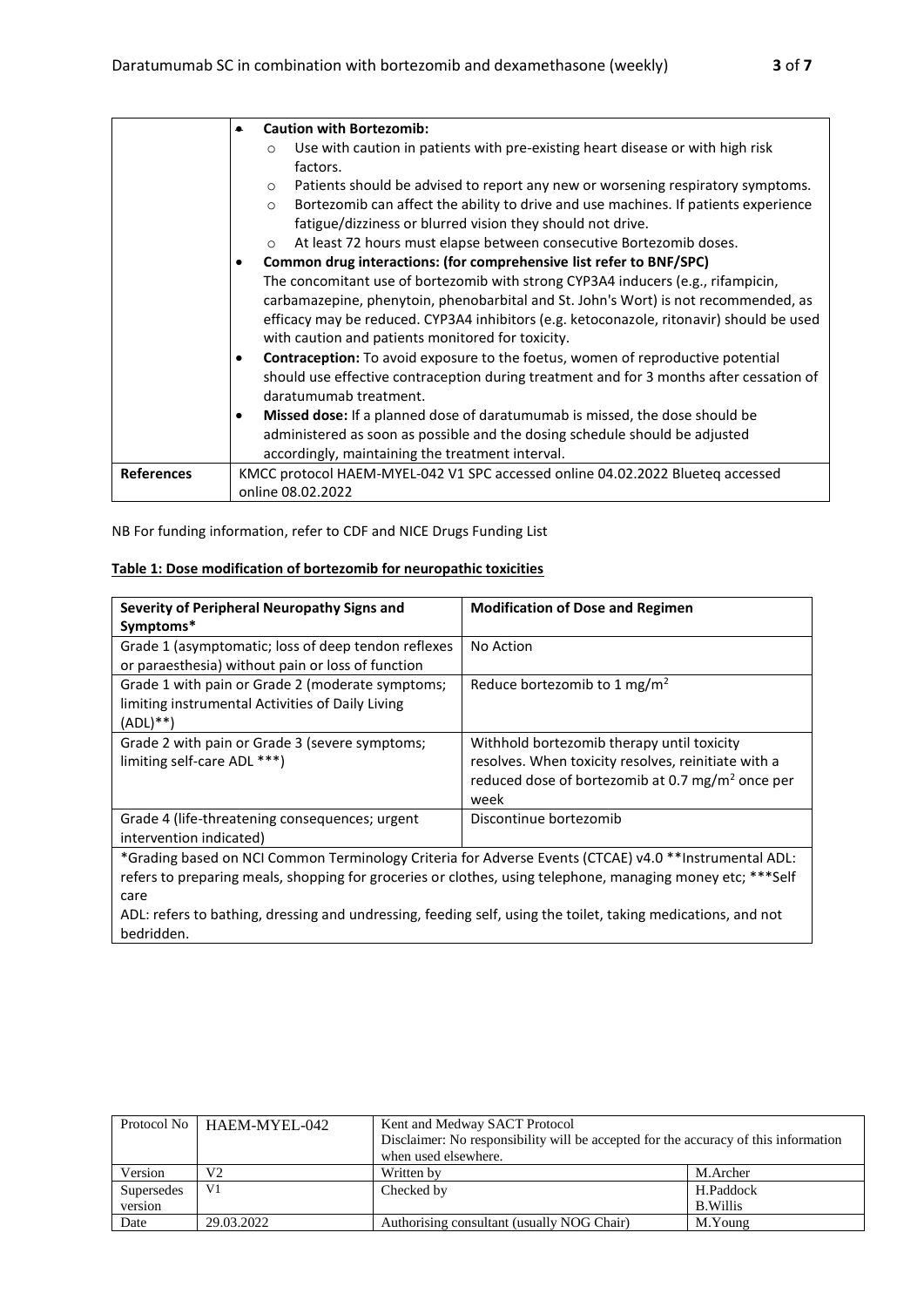| | |
|---|---|
| | • **Caution with Bortezomib:**<br>  ○ Use with caution in patients with pre-existing heart disease or with high risk factors.<br>  ○ Patients should be advised to report any new or worsening respiratory symptoms.<br>  ○ Bortezomib can affect the ability to drive and use machines. If patients experience fatigue/dizziness or blurred vision they should not drive.<br>  ○ At least 72 hours must elapse between consecutive Bortezomib doses.<br>• **Common drug interactions: (for comprehensive list refer to BNF/SPC)**<br>The concomitant use of bortezomib with strong CYP3A4 inducers (e.g., rifampicin, carbamazepine, phenytoin, phenobarbital and St. John's Wort) is not recommended, as efficacy may be reduced. CYP3A4 inhibitors (e.g. ketoconazole, ritonavir) should be used with caution and patients monitored for toxicity.<br>• **Contraception:** To avoid exposure to the foetus, women of reproductive potential should use effective contraception during treatment and for 3 months after cessation of daratumumab treatment.<br>• **Missed dose:** If a planned dose of daratumumab is missed, the dose should be administered as soon as possible and the dosing schedule should be adjusted accordingly, maintaining the treatment interval. |
| **References** | KMCC protocol HAEM-MYEL-042 V1 SPC accessed online 04.02.2022 Blueteq accessed online 08.02.2022 |

NB For funding information, refer to CDF and NICE Drugs Funding List

**Table 1: Dose modification of bortezomib for neuropathic toxicities**

| **Severity of Peripheral Neuropathy Signs and Symptoms*** | **Modification of Dose and Regimen** |
|---|---|
| Grade 1 (asymptomatic; loss of deep tendon reflexes or paraesthesia) without pain or loss of function | No Action |
| Grade 1 with pain or Grade 2 (moderate symptoms; limiting instrumental Activities of Daily Living (ADL)**) | Reduce bortezomib to 1 mg/m$^2$ |
| Grade 2 with pain or Grade 3 (severe symptoms; limiting self-care ADL ***) | Withhold bortezomib therapy until toxicity resolves. When toxicity resolves, reinitiate with a reduced dose of bortezomib at 0.7 mg/m$^2$ once per week |
| Grade 4 (life-threatening consequences; urgent intervention indicated) | Discontinue bortezomib |
| *Grading based on NCI Common Terminology Criteria for Adverse Events (CTCAE) v4.0 **Instrumental ADL: refers to preparing meals, shopping for groceries or clothes, using telephone, managing money etc; ***Self care ADL: refers to bathing, dressing and undressing, feeding self, using the toilet, taking medications, and not bedridden. | |

| Protocol No | HAEM-MYEL-042 | Kent and Medway SACT Protocol<br>Disclaimer: No responsibility will be accepted for the accuracy of this information when used elsewhere. | |
|---|---|---|---|
| Version | V2 | Written by | M.Archer |
| Supersedes version | V1 | Checked by | H.Paddock<br>B.Willis |
| Date | 29.03.2022 | Authorising consultant (usually NOG Chair) | M.Young |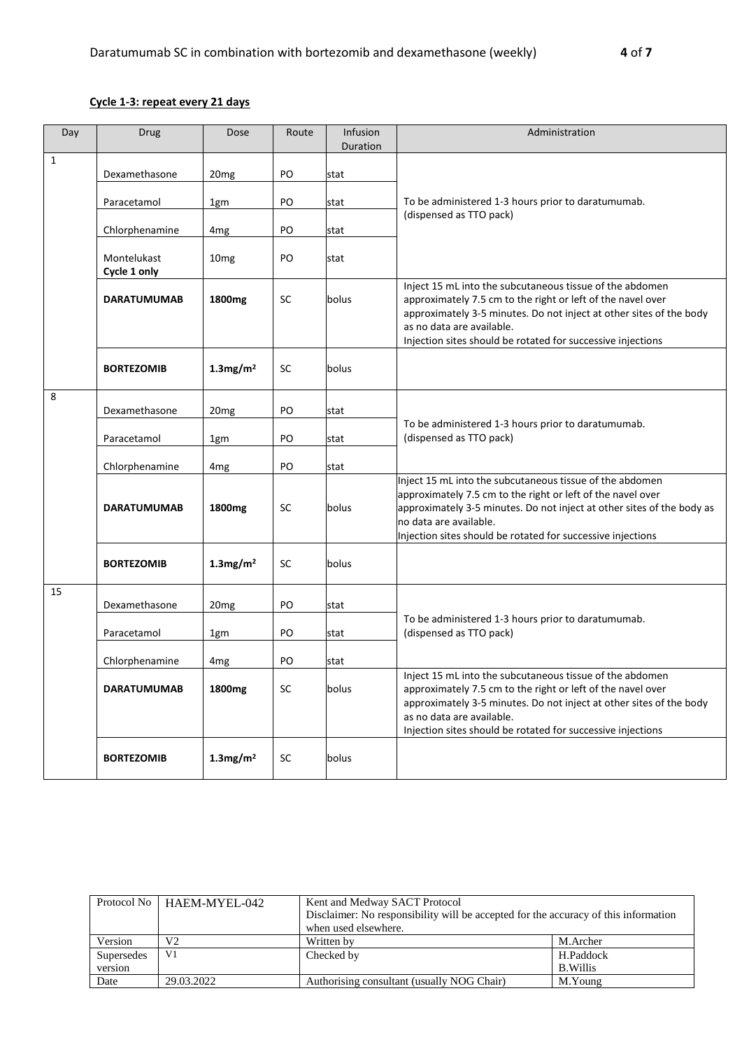**Cycle 1-3: repeat every 21 days**

| Day | Drug | Dose | Route | Infusion Duration | Administration |
|---|---|---|---|---|---|
| 1 | Dexamethasone | 20mg | PO | stat | To be administered 1-3 hours prior to daratumumab. (dispensed as TTO pack) |
| | Paracetamol | 1gm | PO | stat | |
| | Chlorphenamine | 4mg | PO | stat | |
| | Montelukast **Cycle 1 only** | 10mg | PO | stat | |
| | **DARATUMUMAB** | **1800mg** | SC | bolus | Inject 15 mL into the subcutaneous tissue of the abdomen approximately 7.5 cm to the right or left of the navel over approximately 3-5 minutes. Do not inject at other sites of the body as no data are available. Injection sites should be rotated for successive injections |
| | **BORTEZOMIB** | **1.3mg/m²** | SC | bolus | |
| 8 | Dexamethasone | 20mg | PO | stat | To be administered 1-3 hours prior to daratumumab. (dispensed as TTO pack) |
| | Paracetamol | 1gm | PO | stat | |
| | Chlorphenamine | 4mg | PO | stat | |
| | **DARATUMUMAB** | **1800mg** | SC | bolus | Inject 15 mL into the subcutaneous tissue of the abdomen approximately 7.5 cm to the right or left of the navel over approximately 3-5 minutes. Do not inject at other sites of the body as no data are available. Injection sites should be rotated for successive injections |
| | **BORTEZOMIB** | **1.3mg/m²** | SC | bolus | |
| 15 | Dexamethasone | 20mg | PO | stat | To be administered 1-3 hours prior to daratumumab. (dispensed as TTO pack) |
| | Paracetamol | 1gm | PO | stat | |
| | Chlorphenamine | 4mg | PO | stat | |
| | **DARATUMUMAB** | **1800mg** | SC | bolus | Inject 15 mL into the subcutaneous tissue of the abdomen approximately 7.5 cm to the right or left of the navel over approximately 3-5 minutes. Do not inject at other sites of the body as no data are available. Injection sites should be rotated for successive injections |
| | **BORTEZOMIB** | **1.3mg/m²** | SC | bolus | |

| Protocol No | HAEM-MYEL-042 | Kent and Medway SACT Protocol Disclaimer: No responsibility will be accepted for the accuracy of this information when used elsewhere. | |
|---|---|---|---|
| Version | V2 | Written by | M.Archer |
| Supersedes version | V1 | Checked by | H.Paddock B.Willis |
| Date | 29.03.2022 | Authorising consultant (usually NOG Chair) | M.Young |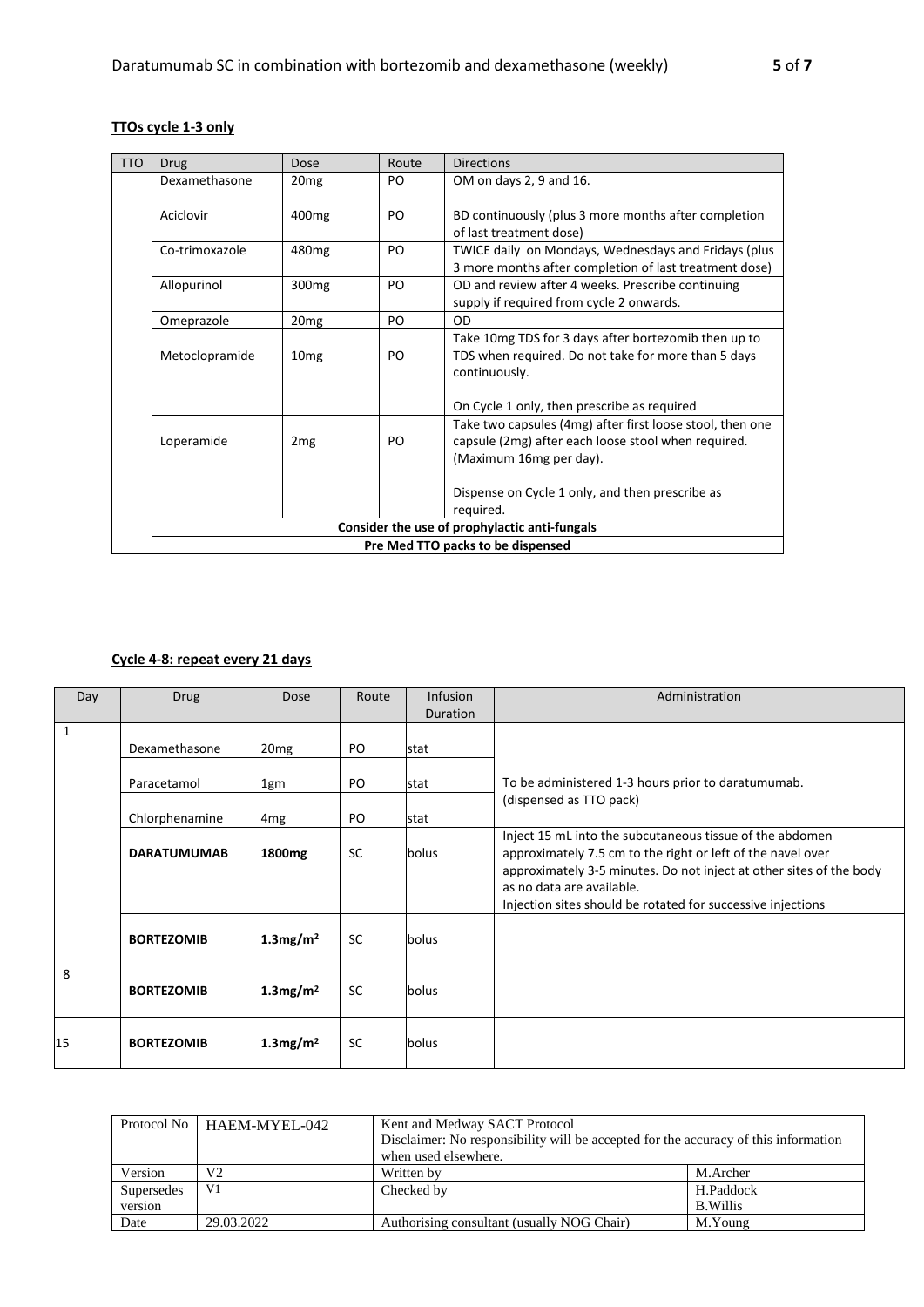**TTOs cycle 1-3 only**

| TTO | Drug | Dose | Route | Directions |
|---|---|---|---|---|
| | Dexamethasone | 20mg | PO | OM on days 2, 9 and 16. |
| | Aciclovir | 400mg | PO | BD continuously (plus 3 more months after completion of last treatment dose) |
| | Co-trimoxazole | 480mg | PO | TWICE daily on Mondays, Wednesdays and Fridays (plus 3 more months after completion of last treatment dose) |
| | Allopurinol | 300mg | PO | OD and review after 4 weeks. Prescribe continuing supply if required from cycle 2 onwards. |
| | Omeprazole | 20mg | PO | OD |
| | Metoclopramide | 10mg | PO | Take 10mg TDS for 3 days after bortezomib then up to TDS when required. Do not take for more than 5 days continuously.<br><br>On Cycle 1 only, then prescribe as required |
| | Loperamide | 2mg | PO | Take two capsules (4mg) after first loose stool, then one capsule (2mg) after each loose stool when required. (Maximum 16mg per day).<br><br>Dispense on Cycle 1 only, and then prescribe as required. |
| | **Consider the use of prophylactic anti-fungals** | | | |
| | **Pre Med TTO packs to be dispensed** | | | |

**Cycle 4-8: repeat every 21 days**

| Day | Drug | Dose | Route | Infusion Duration | Administration |
|---|---|---|---|---|---|
| 1 | Dexamethasone | 20mg | PO | stat | To be administered 1-3 hours prior to daratumumab. (dispensed as TTO pack) |
| | Paracetamol | 1gm | PO | stat | |
| | Chlorphenamine | 4mg | PO | stat | |
| | **DARATUMUMAB** | **1800mg** | SC | bolus | Inject 15 mL into the subcutaneous tissue of the abdomen approximately 7.5 cm to the right or left of the navel over approximately 3-5 minutes. Do not inject at other sites of the body as no data are available.<br>Injection sites should be rotated for successive injections |
| | **BORTEZOMIB** | **1.3mg/m²** | SC | bolus | |
| 8 | **BORTEZOMIB** | **1.3mg/m²** | SC | bolus | |
| 15 | **BORTEZOMIB** | **1.3mg/m²** | SC | bolus | |

| Protocol No | HAEM-MYEL-042 | Kent and Medway SACT Protocol<br>Disclaimer: No responsibility will be accepted for the accuracy of this information when used elsewhere. | |
|---|---|---|---|
| Version | V2 | Written by | M.Archer |
| Supersedes version | V1 | Checked by | H.Paddock<br>B.Willis |
| Date | 29.03.2022 | Authorising consultant (usually NOG Chair) | M.Young |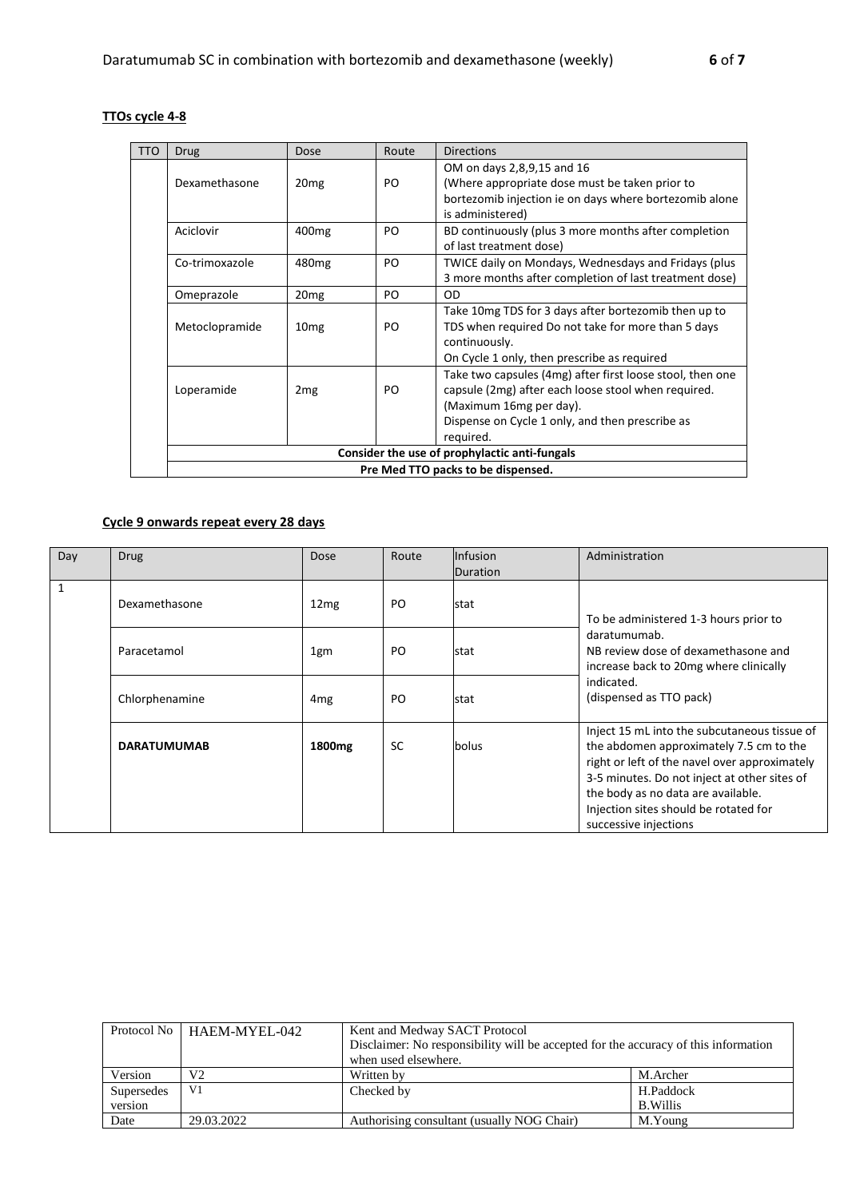**TTOs cycle 4-8**

| TTO | Drug | Dose | Route | Directions |
|---|---|---|---|---|
| | Dexamethasone | 20mg | PO | OM on days 2,8,9,15 and 16<br>(Where appropriate dose must be taken prior to bortezomib injection ie on days where bortezomib alone is administered) |
| | Aciclovir | 400mg | PO | BD continuously (plus 3 more months after completion of last treatment dose) |
| | Co-trimoxazole | 480mg | PO | TWICE daily on Mondays, Wednesdays and Fridays (plus 3 more months after completion of last treatment dose) |
| | Omeprazole | 20mg | PO | OD |
| | Metoclopramide | 10mg | PO | Take 10mg TDS for 3 days after bortezomib then up to TDS when required Do not take for more than 5 days continuously.<br>On Cycle 1 only, then prescribe as required |
| | Loperamide | 2mg | PO | Take two capsules (4mg) after first loose stool, then one capsule (2mg) after each loose stool when required. (Maximum 16mg per day).<br>Dispense on Cycle 1 only, and then prescribe as required. |
| | **Consider the use of prophylactic anti-fungals** | | | |
| | **Pre Med TTO packs to be dispensed.** | | | |

**Cycle 9 onwards repeat every 28 days**

| Day | Drug | Dose | Route | Infusion Duration | Administration |
|---|---|---|---|---|---|
| 1 | Dexamethasone | 12mg | PO | stat | To be administered 1-3 hours prior to daratumumab.<br>NB review dose of dexamethasone and increase back to 20mg where clinically indicated.<br>(dispensed as TTO pack) |
| | Paracetamol | 1gm | PO | stat | |
| | Chlorphenamine | 4mg | PO | stat | |
| | **DARATUMUMAB** | **1800mg** | SC | bolus | Inject 15 mL into the subcutaneous tissue of the abdomen approximately 7.5 cm to the right or left of the navel over approximately 3-5 minutes. Do not inject at other sites of the body as no data are available.<br>Injection sites should be rotated for successive injections |

| Protocol No | HAEM-MYEL-042 | Kent and Medway SACT Protocol<br>Disclaimer: No responsibility will be accepted for the accuracy of this information when used elsewhere. | |
|---|---|---|---|
| Version | V2 | Written by | M.Archer |
| Supersedes version | V1 | Checked by | H.Paddock<br>B.Willis |
| Date | 29.03.2022 | Authorising consultant (usually NOG Chair) | M.Young |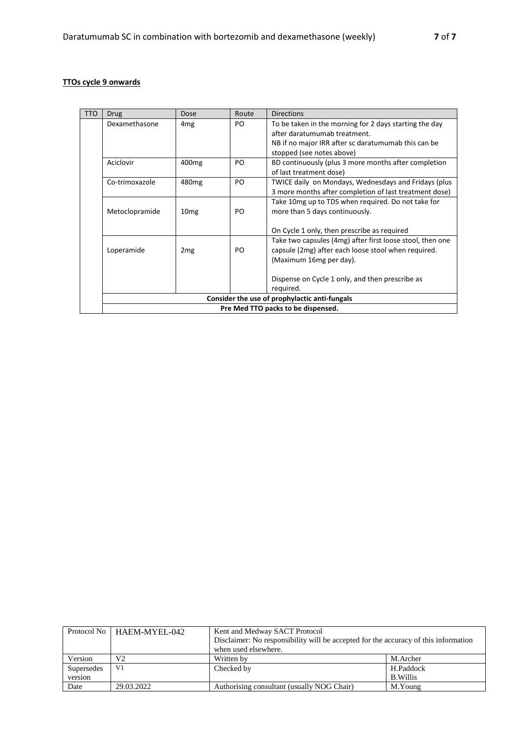**TTOs cycle 9 onwards**

| TTO | Drug | Dose | Route | Directions |
|---|---|---|---|---|
| | Dexamethasone | 4mg | PO | To be taken in the morning for 2 days starting the day after daratumumab treatment.<br>NB if no major IRR after sc daratumumab this can be stopped (see notes above) |
| | Aciclovir | 400mg | PO | BD continuously (plus 3 more months after completion of last treatment dose) |
| | Co-trimoxazole | 480mg | PO | TWICE daily on Mondays, Wednesdays and Fridays (plus 3 more months after completion of last treatment dose) |
| | Metoclopramide | 10mg | PO | Take 10mg up to TDS when required. Do not take for more than 5 days continuously.<br><br>On Cycle 1 only, then prescribe as required |
| | Loperamide | 2mg | PO | Take two capsules (4mg) after first loose stool, then one capsule (2mg) after each loose stool when required. (Maximum 16mg per day).<br><br>Dispense on Cycle 1 only, and then prescribe as required. |
| | **Consider the use of prophylactic anti-fungals** | | | |
| | **Pre Med TTO packs to be dispensed.** | | | |

| Protocol No | HAEM-MYEL-042 | Kent and Medway SACT Protocol<br>Disclaimer: No responsibility will be accepted for the accuracy of this information when used elsewhere. | |
|---|---|---|---|
| Version | V2 | Written by | M.Archer |
| Supersedes version | V1 | Checked by | H.Paddock<br>B.Willis |
| Date | 29.03.2022 | Authorising consultant (usually NOG Chair) | M.Young |